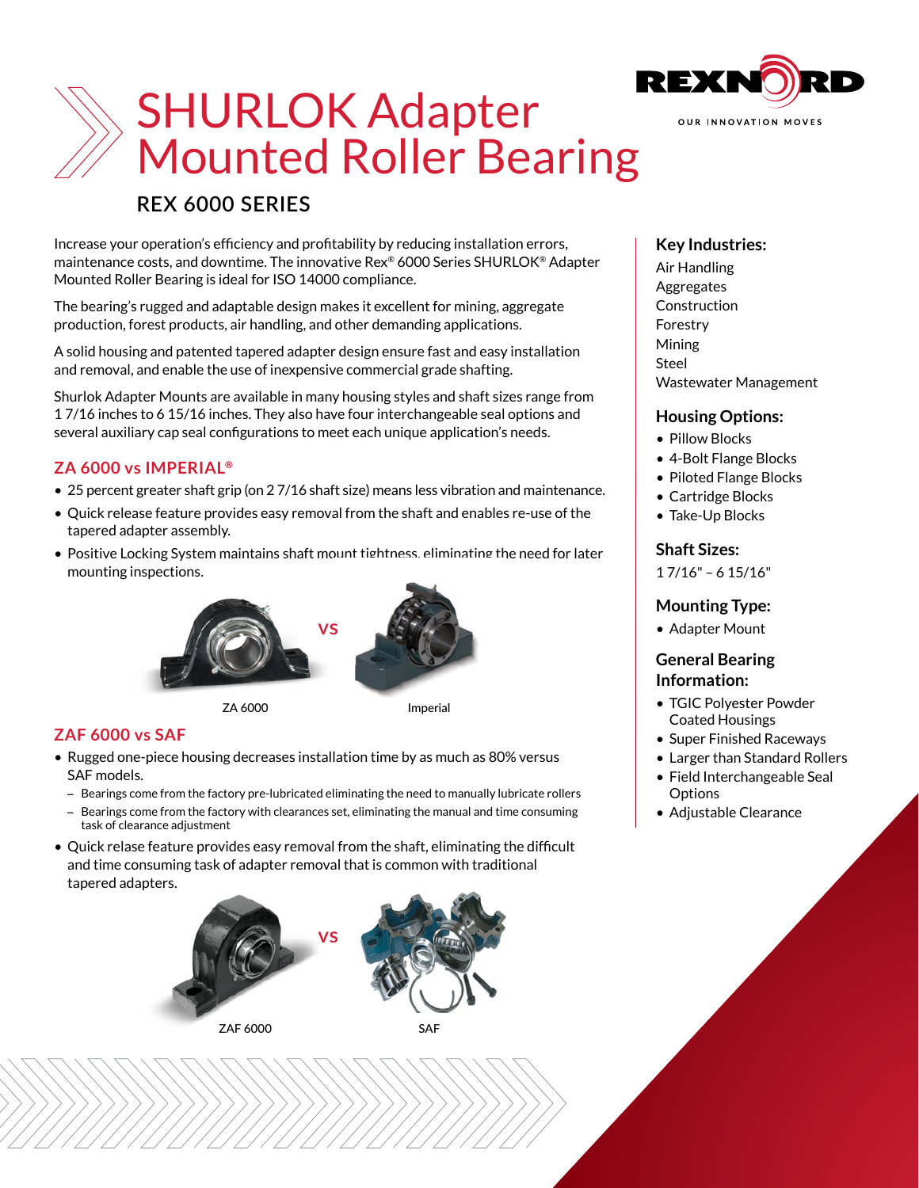# SHURLOK Adapter Mounted Roller Bearing

## REX 6000 SERIES

Increase your operation's efficiency and profitability by reducing installation errors, maintenance costs, and downtime. The innovative Rex® 6000 Series SHURLOK® Adapter Mounted Roller Bearing is ideal for ISO 14000 compliance.

The bearing's rugged and adaptable design makes it excellent for mining, aggregate production, forest products, air handling, and other demanding applications.

A solid housing and patented tapered adapter design ensure fast and easy installation and removal, and enable the use of inexpensive commercial grade shafting.

Shurlok Adapter Mounts are available in many housing styles and shaft sizes range from 1 7/16 inches to 6 15/16 inches. They also have four interchangeable seal options and several auxiliary cap seal configurations to meet each unique application's needs.

### ZA 6000 vs IMPERIAL®

- 25 percent greater shaft grip (on 2 7/16 shaft size) means less vibration and maintenance.
- Quick release feature provides easy removal from the shaft and enables re-use of the tapered adapter assembly.
- Positive Locking System maintains shaft mount tightness, eliminating the need for later mounting inspections.

ZA 6000 VS Imperial

### ZAF 6000 vs SAF

- Rugged one-piece housing decreases installation time by as much as 80% versus SAF models.
  - Bearings come from the factory pre-lubricated eliminating the need to manually lubricate rollers
  - Bearings come from the factory with clearances set, eliminating the manual and time consuming task of clearance adjustment
- Quick relase feature provides easy removal from the shaft, eliminating the difficult and time consuming task of adapter removal that is common with traditional tapered adapters.

ZAF 6000 VS SAF

### Key Industries:

Air Handling
Aggregates
Construction
Forestry
Mining
Steel
Wastewater Management

### Housing Options:

- Pillow Blocks
- 4-Bolt Flange Blocks
- Piloted Flange Blocks
- Cartridge Blocks
- Take-Up Blocks

### Shaft Sizes:

1 7/16" – 6 15/16"

### Mounting Type:

- Adapter Mount

### General Bearing Information:

- TGIC Polyester Powder Coated Housings
- Super Finished Raceways
- Larger than Standard Rollers
- Field Interchangeable Seal Options
- Adjustable Clearance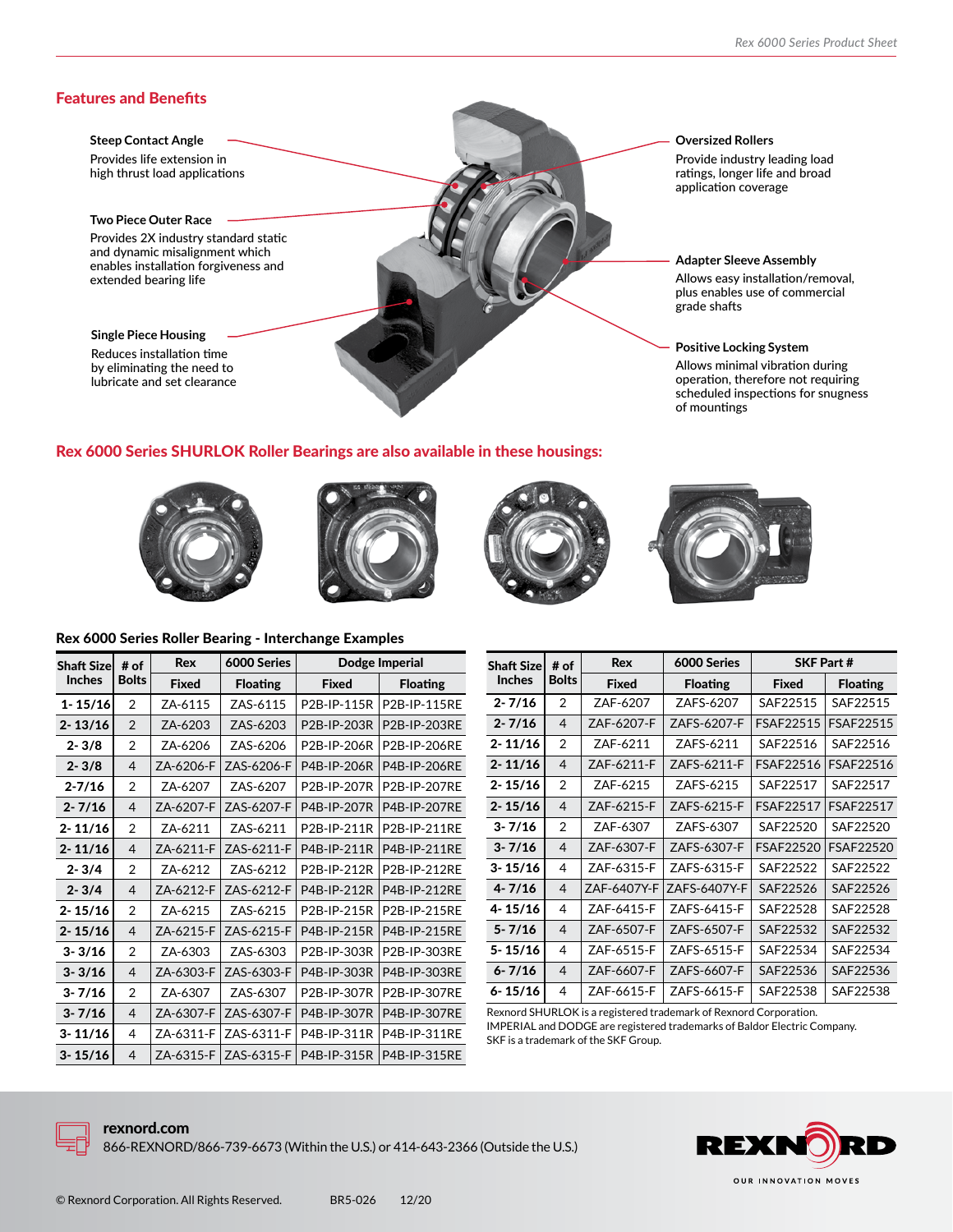## Features and Benefits

**Steep Contact Angle**
Provides life extension in high thrust load applications

**Two Piece Outer Race**
Provides 2X industry standard static and dynamic misalignment which enables installation forgiveness and extended bearing life

**Single Piece Housing**
Reduces installation time by eliminating the need to lubricate and set clearance

**Oversized Rollers**
Provide industry leading load ratings, longer life and broad application coverage

**Adapter Sleeve Assembly**
Allows easy installation/removal, plus enables use of commercial grade shafts

**Positive Locking System**
Allows minimal vibration during operation, therefore not requiring scheduled inspections for snugness of mountings

## Rex 6000 Series SHURLOK Roller Bearings are also available in these housings:

### Rex 6000 Series Roller Bearing - Interchange Examples

| Shaft Size Inches | # of Bolts | Rex 6000 Series Fixed | Rex 6000 Series Floating | Dodge Imperial Fixed | Dodge Imperial Floating |
|---|---|---|---|---|---|
| 1- 15/16 | 2 | ZA-6115 | ZAS-6115 | P2B-IP-115R | P2B-IP-115RE |
| 2- 13/16 | 2 | ZA-6203 | ZAS-6203 | P2B-IP-203R | P2B-IP-203RE |
| 2- 3/8 | 2 | ZA-6206 | ZAS-6206 | P2B-IP-206R | P2B-IP-206RE |
| 2- 3/8 | 4 | ZA-6206-F | ZAS-6206-F | P4B-IP-206R | P4B-IP-206RE |
| 2-7/16 | 2 | ZA-6207 | ZAS-6207 | P2B-IP-207R | P2B-IP-207RE |
| 2- 7/16 | 4 | ZA-6207-F | ZAS-6207-F | P4B-IP-207R | P4B-IP-207RE |
| 2- 11/16 | 2 | ZA-6211 | ZAS-6211 | P2B-IP-211R | P2B-IP-211RE |
| 2- 11/16 | 4 | ZA-6211-F | ZAS-6211-F | P4B-IP-211R | P4B-IP-211RE |
| 2- 3/4 | 2 | ZA-6212 | ZAS-6212 | P2B-IP-212R | P2B-IP-212RE |
| 2- 3/4 | 4 | ZA-6212-F | ZAS-6212-F | P4B-IP-212R | P4B-IP-212RE |
| 2- 15/16 | 2 | ZA-6215 | ZAS-6215 | P2B-IP-215R | P2B-IP-215RE |
| 2- 15/16 | 4 | ZA-6215-F | ZAS-6215-F | P4B-IP-215R | P4B-IP-215RE |
| 3- 3/16 | 2 | ZA-6303 | ZAS-6303 | P2B-IP-303R | P2B-IP-303RE |
| 3- 3/16 | 4 | ZA-6303-F | ZAS-6303-F | P4B-IP-303R | P4B-IP-303RE |
| 3- 7/16 | 2 | ZA-6307 | ZAS-6307 | P2B-IP-307R | P2B-IP-307RE |
| 3- 7/16 | 4 | ZA-6307-F | ZAS-6307-F | P4B-IP-307R | P4B-IP-307RE |
| 3- 11/16 | 4 | ZA-6311-F | ZAS-6311-F | P4B-IP-311R | P4B-IP-311RE |
| 3- 15/16 | 4 | ZA-6315-F | ZAS-6315-F | P4B-IP-315R | P4B-IP-315RE |

| Shaft Size Inches | # of Bolts | Rex 6000 Series Fixed | Rex 6000 Series Floating | SKF Part # Fixed | SKF Part # Floating |
|---|---|---|---|---|---|
| 2- 7/16 | 2 | ZAF-6207 | ZAFS-6207 | SAF22515 | SAF22515 |
| 2- 7/16 | 4 | ZAF-6207-F | ZAFS-6207-F | FSAF22515 | FSAF22515 |
| 2- 11/16 | 2 | ZAF-6211 | ZAFS-6211 | SAF22516 | SAF22516 |
| 2- 11/16 | 4 | ZAF-6211-F | ZAFS-6211-F | FSAF22516 | FSAF22516 |
| 2- 15/16 | 2 | ZAF-6215 | ZAFS-6215 | SAF22517 | SAF22517 |
| 2- 15/16 | 4 | ZAF-6215-F | ZAFS-6215-F | FSAF22517 | FSAF22517 |
| 3- 7/16 | 2 | ZAF-6307 | ZAFS-6307 | SAF22520 | SAF22520 |
| 3- 7/16 | 4 | ZAF-6307-F | ZAFS-6307-F | FSAF22520 | FSAF22520 |
| 3- 15/16 | 4 | ZAF-6315-F | ZAFS-6315-F | SAF22522 | SAF22522 |
| 4- 7/16 | 4 | ZAF-6407Y-F | ZAFS-6407Y-F | SAF22526 | SAF22526 |
| 4- 15/16 | 4 | ZAF-6415-F | ZAFS-6415-F | SAF22528 | SAF22528 |
| 5- 7/16 | 4 | ZAF-6507-F | ZAFS-6507-F | SAF22532 | SAF22532 |
| 5- 15/16 | 4 | ZAF-6515-F | ZAFS-6515-F | SAF22534 | SAF22534 |
| 6- 7/16 | 4 | ZAF-6607-F | ZAFS-6607-F | SAF22536 | SAF22536 |
| 6- 15/16 | 4 | ZAF-6615-F | ZAFS-6615-F | SAF22538 | SAF22538 |

Rexnord SHURLOK is a registered trademark of Rexnord Corporation.
IMPERIAL and DODGE are registered trademarks of Baldor Electric Company.
SKF is a trademark of the SKF Group.

**rexnord.com**
866-REXNORD/866-739-6673 (Within the U.S.) or 414-643-2366 (Outside the U.S.)

REXNORD — OUR INNOVATION MOVES

© Rexnord Corporation. All Rights Reserved. BR5-026 12/20